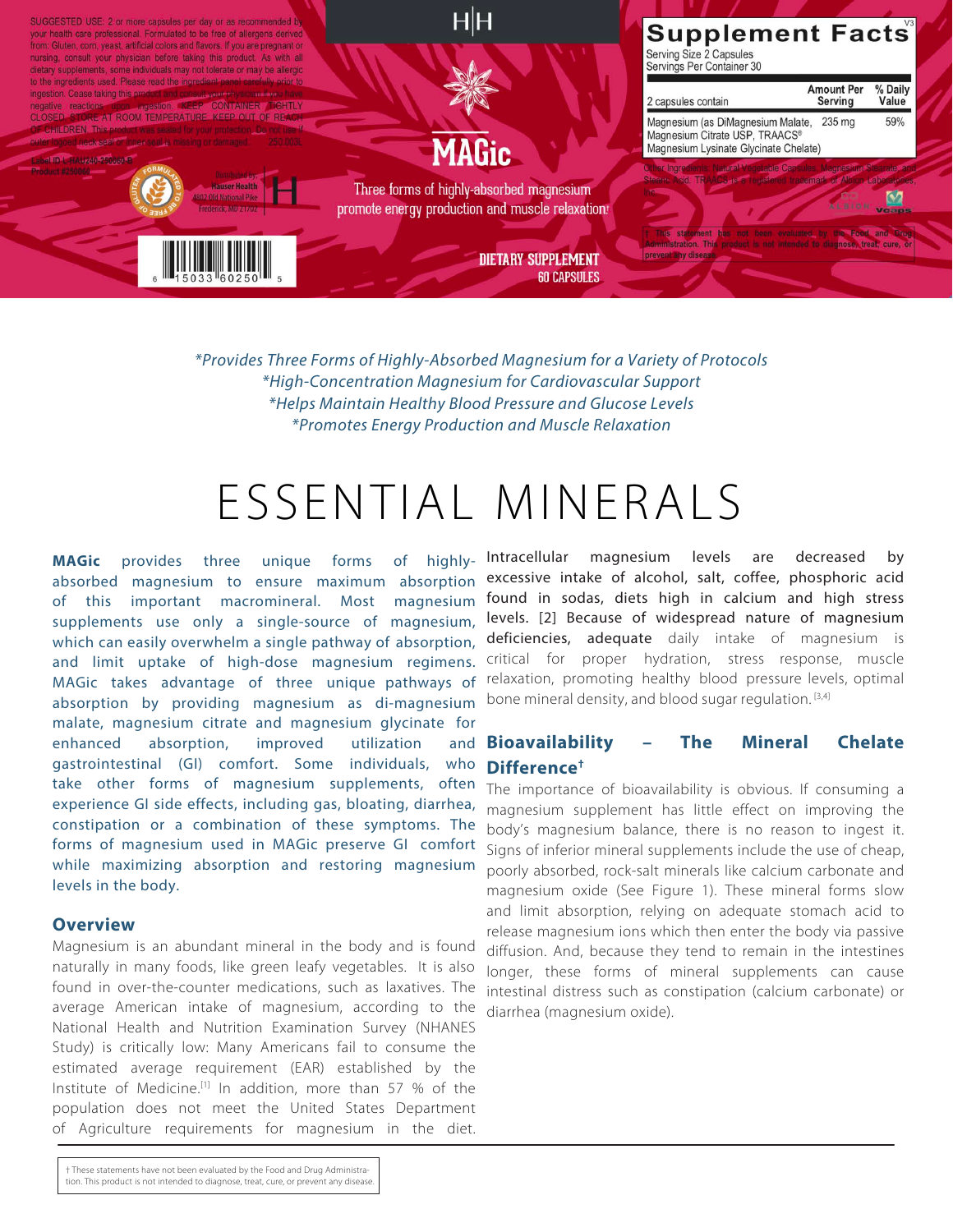SUGGESTED USE: 2 or more capsules per day or as recommended by your health care professional. Formulated to be free of allergens derived from: Gluten, corn, yeast, artificial colors and flavors. If you are pregnant or nursing, consult your physician before taking this product. As with all dietary supplements, some individuals may not tolerate or may be allergic to the ingredients used. Please read the ingredient panel carefully prior to ingestion. Cease taking this product and consult your physician if you have negative reactions upon ingestion. KEEP CONTAINER TIGHTLY CLOSED. STORE AT ROOM TEMPERATURE. KEEP OUT OF REACH OF CHILDREN. This product was sealed for your protection. Do not use if outer logoed neck seal or inner seal is missing or damaged. 250.000L

Label ID L-HAU240-250060-B
Product #250060

FORMULATED TO BE FREE OF GLUTEN

Distributed by:
Hauser Health
4802 Old National Pike
Frederick, MD 21702

6 15033 60250 5

H|H

# MAGic

Three forms of highly-absorbed magnesium promote energy production and muscle relaxation†

DIETARY SUPPLEMENT
60 CAPSULES

**Supplement Facts**

Serving Size 2 Capsules
Servings Per Container 30

| 2 capsules contain | Amount Per Serving | % Daily Value |
|---|---|---|
| Magnesium (as DiMagnesium Malate, Magnesium Citrate USP, TRAACS® Magnesium Lysinate Glycinate Chelate) | 235 mg | 59% |

Other Ingredients: Natural Vegetable Capsules, Magnesium Stearate, and Stearic Acid. TRAACS is a registered trademark of Albion Laboratories, Inc.

† This statement has not been evaluated by the Food and Drug Administration. This product is not intended to diagnose, treat, cure, or prevent any disease.

*Provides Three Forms of Highly-Absorbed Magnesium for a Variety of Protocols*
*High-Concentration Magnesium for Cardiovascular Support*
*Helps Maintain Healthy Blood Pressure and Glucose Levels*
*Promotes Energy Production and Muscle Relaxation*

# ESSENTIAL MINERALS

**MAGic** provides three unique forms of highly-absorbed magnesium to ensure maximum absorption of this important macromineral. Most magnesium supplements use only a single-source of magnesium, which can easily overwhelm a single pathway of absorption, and limit uptake of high-dose magnesium regimens. MAGic takes advantage of three unique pathways of absorption by providing magnesium as di-magnesium malate, magnesium citrate and magnesium glycinate for enhanced absorption, improved utilization and gastrointestinal (GI) comfort. Some individuals, who take other forms of magnesium supplements, often experience GI side effects, including gas, bloating, diarrhea, constipation or a combination of these symptoms. The forms of magnesium used in MAGic preserve GI comfort while maximizing absorption and restoring magnesium levels in the body.

## Overview

Magnesium is an abundant mineral in the body and is found naturally in many foods, like green leafy vegetables. It is also found in over-the-counter medications, such as laxatives. The average American intake of magnesium, according to the National Health and Nutrition Examination Survey (NHANES Study) is critically low: Many Americans fail to consume the estimated average requirement (EAR) established by the Institute of Medicine.[1] In addition, more than 57 % of the population does not meet the United States Department of Agriculture requirements for magnesium in the diet. Intracellular magnesium levels are decreased by excessive intake of alcohol, salt, coffee, phosphoric acid found in sodas, diets high in calcium and high stress levels. [2] Because of widespread nature of magnesium deficiencies, adequate daily intake of magnesium is critical for proper hydration, stress response, muscle relaxation, promoting healthy blood pressure levels, optimal bone mineral density, and blood sugar regulation. [3,4]

## Bioavailability – The Mineral Chelate Difference†

The importance of bioavailability is obvious. If consuming a magnesium supplement has little effect on improving the body's magnesium balance, there is no reason to ingest it. Signs of inferior mineral supplements include the use of cheap, poorly absorbed, rock-salt minerals like calcium carbonate and magnesium oxide (See Figure 1). These mineral forms slow and limit absorption, relying on adequate stomach acid to release magnesium ions which then enter the body via passive diffusion. And, because they tend to remain in the intestines longer, these forms of mineral supplements can cause intestinal distress such as constipation (calcium carbonate) or diarrhea (magnesium oxide).

† These statements have not been evaluated by the Food and Drug Administration. This product is not intended to diagnose, treat, cure, or prevent any disease.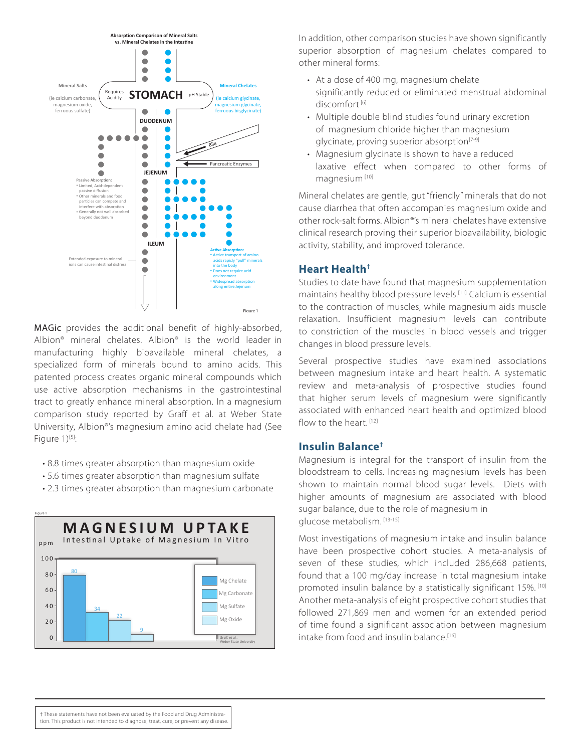**Absorption Comparison of Mineral Salts vs. Mineral Chelates in the Intestine**

Mineral Salts (ie calcium carbonate, magnesium oxide, ferrous sulfate)

Requires Acidity — STOMACH — pH Stable

Mineral Chelates (ie calcium glycinate, magnesium glycinate, ferrous bisglycinate)

DUODENUM

Bile

Pancreatic Enzymes

JEJENUM

Passive Absorption:
- Limited, Acid-dependent passive diffusion
- Other minerals and food particles can compete and interfere with absorption
- Generally not well absorbed beyond duodenum

ILEUM

Extended exposure to mineral ions can cause intestinal distress

Active Absorption:
- Active transport of amino acids rapidly "pull" minerals into the body
- Does not require acid environment
- Widespread absorption along entire jejenum

Figure 1

MAGic provides the additional benefit of highly-absorbed, Albion® mineral chelates. Albion® is the world leader in manufacturing highly bioavailable mineral chelates, a specialized form of minerals bound to amino acids. This patented process creates organic mineral compounds which use active absorption mechanisms in the gastrointestinal tract to greatly enhance mineral absorption. In a magnesium comparison study reported by Graff et al. at Weber State University, Albion®'s magnesium amino acid chelate had (See Figure 1)[5]:

- 8.8 times greater absorption than magnesium oxide
- 5.6 times greater absorption than magnesium sulfate
- 2.3 times greater absorption than magnesium carbonate

Figure 1

**MAGNESIUM UPTAKE**

Intestinal Uptake of Magnesium In Vitro

| Form | Uptake (ppm) |
|---|---|
| Mg Chelate | 80 |
| Mg Carbonate | 34 |
| Mg Sulfate | 22 |
| Mg Oxide | 9 |

Graff, et al., Weber State University

In addition, other comparison studies have shown significantly superior absorption of magnesium chelates compared to other mineral forms:

- At a dose of 400 mg, magnesium chelate significantly reduced or eliminated menstrual abdominal discomfort [6]
- Multiple double blind studies found urinary excretion of magnesium chloride higher than magnesium glycinate, proving superior absorption[7-9]
- Magnesium glycinate is shown to have a reduced laxative effect when compared to other forms of magnesium [10]

Mineral chelates are gentle, gut "friendly" minerals that do not cause diarrhea that often accompanies magnesium oxide and other rock-salt forms. Albion®'s mineral chelates have extensive clinical research proving their superior bioavailability, biologic activity, stability, and improved tolerance.

## Heart Health†

Studies to date have found that magnesium supplementation maintains healthy blood pressure levels.[11] Calcium is essential to the contraction of muscles, while magnesium aids muscle relaxation. Insufficient magnesium levels can contribute to constriction of the muscles in blood vessels and trigger changes in blood pressure levels.

Several prospective studies have examined associations between magnesium intake and heart health. A systematic review and meta-analysis of prospective studies found that higher serum levels of magnesium were significantly associated with enhanced heart health and optimized blood flow to the heart. [12]

## Insulin Balance†

Magnesium is integral for the transport of insulin from the bloodstream to cells. Increasing magnesium levels has been shown to maintain normal blood sugar levels. Diets with higher amounts of magnesium are associated with blood sugar balance, due to the role of magnesium in glucose metabolism. [13-15]

Most investigations of magnesium intake and insulin balance have been prospective cohort studies. A meta-analysis of seven of these studies, which included 286,668 patients, found that a 100 mg/day increase in total magnesium intake promoted insulin balance by a statistically significant 15%. [10] Another meta-analysis of eight prospective cohort studies that followed 271,869 men and women for an extended period of time found a significant association between magnesium intake from food and insulin balance.[16]

† These statements have not been evaluated by the Food and Drug Administration. This product is not intended to diagnose, treat, cure, or prevent any disease.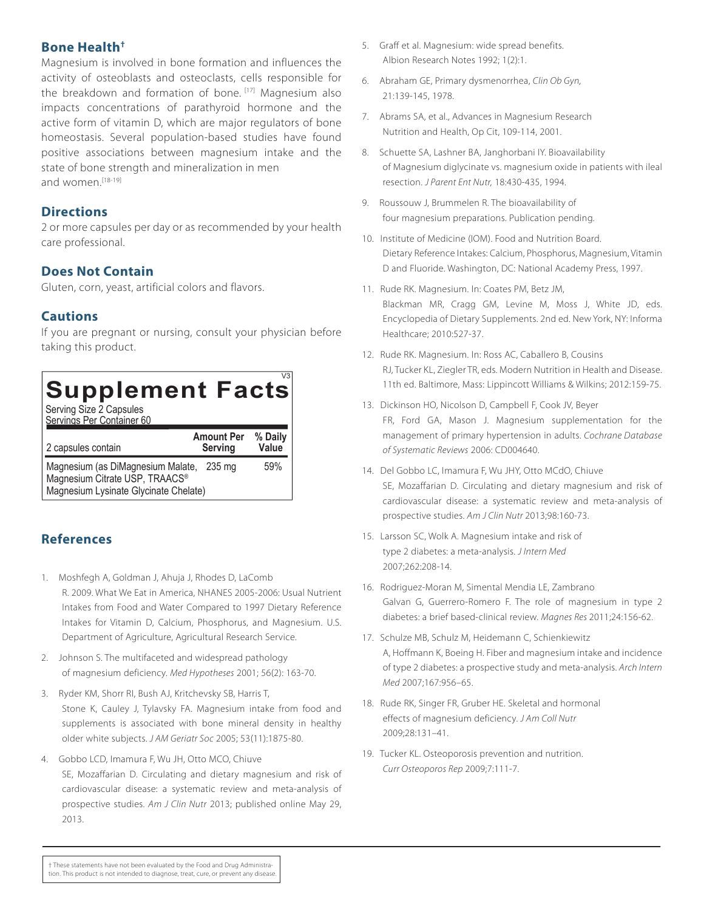## Bone Health†

Magnesium is involved in bone formation and influences the activity of osteoblasts and osteoclasts, cells responsible for the breakdown and formation of bone.[17] Magnesium also impacts concentrations of parathyroid hormone and the active form of vitamin D, which are major regulators of bone homeostasis. Several population-based studies have found positive associations between magnesium intake and the state of bone strength and mineralization in men and women.[18-19]

## Directions

2 or more capsules per day or as recommended by your health care professional.

## Does Not Contain

Gluten, corn, yeast, artificial colors and flavors.

## Cautions

If you are pregnant or nursing, consult your physician before taking this product.

**Supplement Facts** V3

Serving Size 2 Capsules
Servings Per Container 60

| 2 capsules contain | Amount Per Serving | % Daily Value |
|---|---|---|
| Magnesium (as DiMagnesium Malate, Magnesium Citrate USP, TRAACS® Magnesium Lysinate Glycinate Chelate) | 235 mg | 59% |

## References

1. Moshfegh A, Goldman J, Ahuja J, Rhodes D, LaComb R. 2009. What We Eat in America, NHANES 2005-2006: Usual Nutrient Intakes from Food and Water Compared to 1997 Dietary Reference Intakes for Vitamin D, Calcium, Phosphorus, and Magnesium. U.S. Department of Agriculture, Agricultural Research Service.
2. Johnson S. The multifaceted and widespread pathology of magnesium deficiency. *Med Hypotheses* 2001; 56(2): 163-70.
3. Ryder KM, Shorr RI, Bush AJ, Kritchevsky SB, Harris T, Stone K, Cauley J, Tylavsky FA. Magnesium intake from food and supplements is associated with bone mineral density in healthy older white subjects. *J AM Geriatr Soc* 2005; 53(11):1875-80.
4. Gobbo LCD, Imamura F, Wu JH, Otto MCO, Chiuve SE, Mozaffarian D. Circulating and dietary magnesium and risk of cardiovascular disease: a systematic review and meta-analysis of prospective studies. *Am J Clin Nutr* 2013; published online May 29, 2013.
5. Graff et al. Magnesium: wide spread benefits. Albion Research Notes 1992; 1(2):1.
6. Abraham GE, Primary dysmenorrhea, *Clin Ob Gyn,* 21:139-145, 1978.
7. Abrams SA, et al., Advances in Magnesium Research Nutrition and Health, Op Cit, 109-114, 2001.
8. Schuette SA, Lashner BA, Janghorbani IY. Bioavailability of Magnesium diglycinate vs. magnesium oxide in patients with ileal resection. *J Parent Ent Nutr,* 18:430-435, 1994.
9. Roussouw J, Brummelen R. The bioavailability of four magnesium preparations. Publication pending.
10. Institute of Medicine (IOM). Food and Nutrition Board. Dietary Reference Intakes: Calcium, Phosphorus, Magnesium, Vitamin D and Fluoride. Washington, DC: National Academy Press, 1997.
11. Rude RK. Magnesium. In: Coates PM, Betz JM, Blackman MR, Cragg GM, Levine M, Moss J, White JD, eds. Encyclopedia of Dietary Supplements. 2nd ed. New York, NY: Informa Healthcare; 2010:527-37.
12. Rude RK. Magnesium. In: Ross AC, Caballero B, Cousins RJ, Tucker KL, Ziegler TR, eds. Modern Nutrition in Health and Disease. 11th ed. Baltimore, Mass: Lippincott Williams & Wilkins; 2012:159-75.
13. Dickinson HO, Nicolson D, Campbell F, Cook JV, Beyer FR, Ford GA, Mason J. Magnesium supplementation for the management of primary hypertension in adults. *Cochrane Database of Systematic Reviews* 2006: CD004640.
14. Del Gobbo LC, Imamura F, Wu JHY, Otto MCdO, Chiuve SE, Mozaffarian D. Circulating and dietary magnesium and risk of cardiovascular disease: a systematic review and meta-analysis of prospective studies. *Am J Clin Nutr* 2013;98:160-73.
15. Larsson SC, Wolk A. Magnesium intake and risk of type 2 diabetes: a meta-analysis. *J Intern Med* 2007;262:208-14.
16. Rodriguez-Moran M, Simental Mendia LE, Zambrano Galvan G, Guerrero-Romero F. The role of magnesium in type 2 diabetes: a brief based-clinical review. *Magnes Res* 2011;24:156-62.
17. Schulze MB, Schulz M, Heidemann C, Schienkiewitz A, Hoffmann K, Boeing H. Fiber and magnesium intake and incidence of type 2 diabetes: a prospective study and meta-analysis. *Arch Intern Med* 2007;167:956–65.
18. Rude RK, Singer FR, Gruber HE. Skeletal and hormonal effects of magnesium deficiency. *J Am Coll Nutr* 2009;28:131–41.
19. Tucker KL. Osteoporosis prevention and nutrition. *Curr Osteoporos Rep* 2009;7:111-7.

† These statements have not been evaluated by the Food and Drug Administration. This product is not intended to diagnose, treat, cure, or prevent any disease.